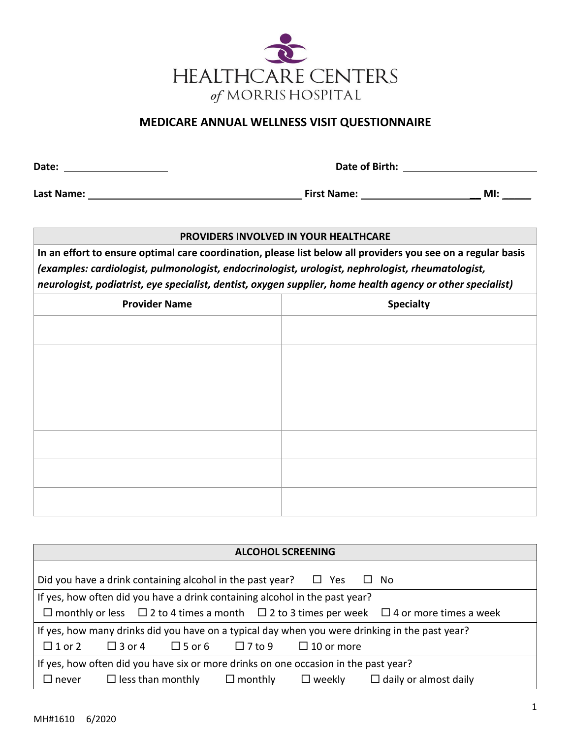HEALTHCARE CENTERS
of MORRIS HOSPITAL

# MEDICARE ANNUAL WELLNESS VISIT QUESTIONNAIRE

**Date:** ____________________ **Date of Birth:** ___________________________

**Last Name:** ________________________________________ **First Name:** ______________________ **MI:** _____

| PROVIDERS INVOLVED IN YOUR HEALTHCARE | |
|---|---|
| **In an effort to ensure optimal care coordination, please list below all providers you see on a regular basis** ***(examples: cardiologist, pulmonologist, endocrinologist, urologist, nephrologist, rheumatologist, neurologist, podiatrist, eye specialist, dentist, oxygen supplier, home health agency or other specialist)*** | |
| **Provider Name** | **Specialty** |
| | |
| | |
| | |
| | |
| | |

| ALCOHOL SCREENING |
|---|
| Did you have a drink containing alcohol in the past year? ☐ Yes ☐ No |
| If yes, how often did you have a drink containing alcohol in the past year? ☐ monthly or less ☐ 2 to 4 times a month ☐ 2 to 3 times per week ☐ 4 or more times a week |
| If yes, how many drinks did you have on a typical day when you were drinking in the past year? ☐ 1 or 2 ☐ 3 or 4 ☐ 5 or 6 ☐ 7 to 9 ☐ 10 or more |
| If yes, how often did you have six or more drinks on one occasion in the past year? ☐ never ☐ less than monthly ☐ monthly ☐ weekly ☐ daily or almost daily |

MH#1610 6/2020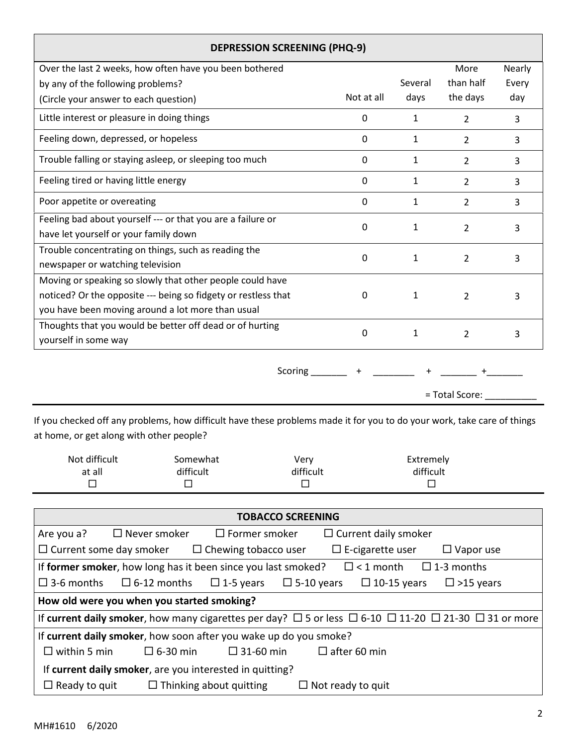## DEPRESSION SCREENING (PHQ-9)

| Over the last 2 weeks, how often have you been bothered by any of the following problems? (Circle your answer to each question) | Not at all | Several days | More than half the days | Nearly Every day |
|---|---|---|---|---|
| Little interest or pleasure in doing things | 0 | 1 | 2 | 3 |
| Feeling down, depressed, or hopeless | 0 | 1 | 2 | 3 |
| Trouble falling or staying asleep, or sleeping too much | 0 | 1 | 2 | 3 |
| Feeling tired or having little energy | 0 | 1 | 2 | 3 |
| Poor appetite or overeating | 0 | 1 | 2 | 3 |
| Feeling bad about yourself --- or that you are a failure or have let yourself or your family down | 0 | 1 | 2 | 3 |
| Trouble concentrating on things, such as reading the newspaper or watching television | 0 | 1 | 2 | 3 |
| Moving or speaking so slowly that other people could have noticed? Or the opposite --- being so fidgety or restless that you have been moving around a lot more than usual | 0 | 1 | 2 | 3 |
| Thoughts that you would be better off dead or of hurting yourself in some way | 0 | 1 | 2 | 3 |

Scoring _______ + ________ + _______ +_______

= Total Score: __________

If you checked off any problems, how difficult have these problems made it for you to do your work, take care of things at home, or get along with other people?

| Not difficult at all | Somewhat difficult | Very difficult | Extremely difficult |
|---|---|---|---|
| ☐ | ☐ | ☐ | ☐ |

## TOBACCO SCREENING

Are you a? ☐ Never smoker ☐ Former smoker ☐ Current daily smoker

☐ Current some day smoker ☐ Chewing tobacco user ☐ E-cigarette user ☐ Vapor use

If **former smoker**, how long has it been since you last smoked? ☐ < 1 month ☐ 1-3 months

☐ 3-6 months ☐ 6-12 months ☐ 1-5 years ☐ 5-10 years ☐ 10-15 years ☐ >15 years

**How old were you when you started smoking?**

If **current daily smoker**, how many cigarettes per day? ☐ 5 or less ☐ 6-10 ☐ 11-20 ☐ 21-30 ☐ 31 or more

If **current daily smoker**, how soon after you wake up do you smoke?

☐ within 5 min ☐ 6-30 min ☐ 31-60 min ☐ after 60 min

If **current daily smoker**, are you interested in quitting?

☐ Ready to quit ☐ Thinking about quitting ☐ Not ready to quit

MH#1610 6/2020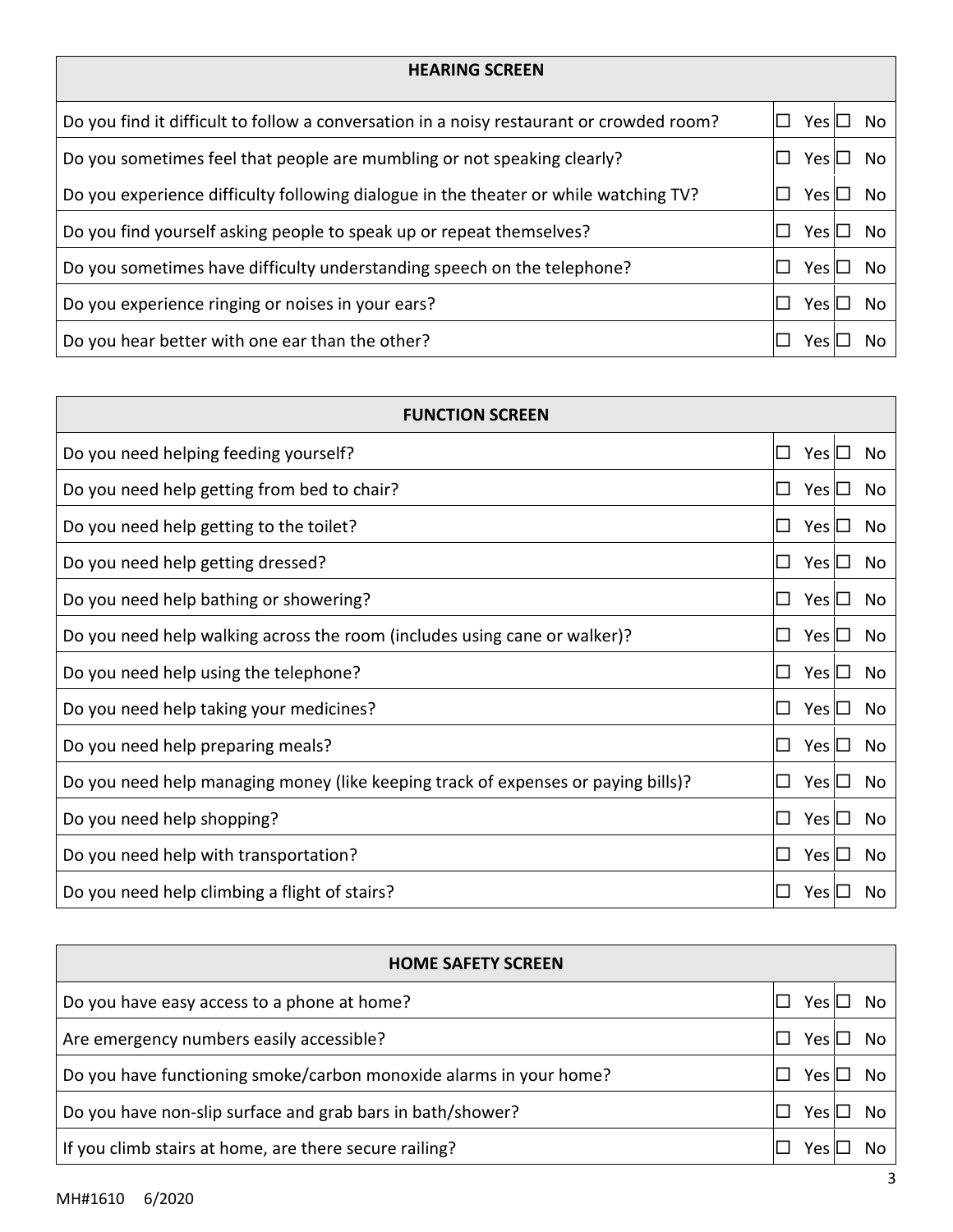| HEARING SCREEN | |
|---|---|
| Do you find it difficult to follow a conversation in a noisy restaurant or crowded room? | ☐ Yes ☐ No |
| Do you sometimes feel that people are mumbling or not speaking clearly? | ☐ Yes ☐ No |
| Do you experience difficulty following dialogue in the theater or while watching TV? | ☐ Yes ☐ No |
| Do you find yourself asking people to speak up or repeat themselves? | ☐ Yes ☐ No |
| Do you sometimes have difficulty understanding speech on the telephone? | ☐ Yes ☐ No |
| Do you experience ringing or noises in your ears? | ☐ Yes ☐ No |
| Do you hear better with one ear than the other? | ☐ Yes ☐ No |

| FUNCTION SCREEN | |
|---|---|
| Do you need helping feeding yourself? | ☐ Yes ☐ No |
| Do you need help getting from bed to chair? | ☐ Yes ☐ No |
| Do you need help getting to the toilet? | ☐ Yes ☐ No |
| Do you need help getting dressed? | ☐ Yes ☐ No |
| Do you need help bathing or showering? | ☐ Yes ☐ No |
| Do you need help walking across the room (includes using cane or walker)? | ☐ Yes ☐ No |
| Do you need help using the telephone? | ☐ Yes ☐ No |
| Do you need help taking your medicines? | ☐ Yes ☐ No |
| Do you need help preparing meals? | ☐ Yes ☐ No |
| Do you need help managing money (like keeping track of expenses or paying bills)? | ☐ Yes ☐ No |
| Do you need help shopping? | ☐ Yes ☐ No |
| Do you need help with transportation? | ☐ Yes ☐ No |
| Do you need help climbing a flight of stairs? | ☐ Yes ☐ No |

| HOME SAFETY SCREEN | |
|---|---|
| Do you have easy access to a phone at home? | ☐ Yes ☐ No |
| Are emergency numbers easily accessible? | ☐ Yes ☐ No |
| Do you have functioning smoke/carbon monoxide alarms in your home? | ☐ Yes ☐ No |
| Do you have non-slip surface and grab bars in bath/shower? | ☐ Yes ☐ No |
| If you climb stairs at home, are there secure railing? | ☐ Yes ☐ No |

MH#1610 6/2020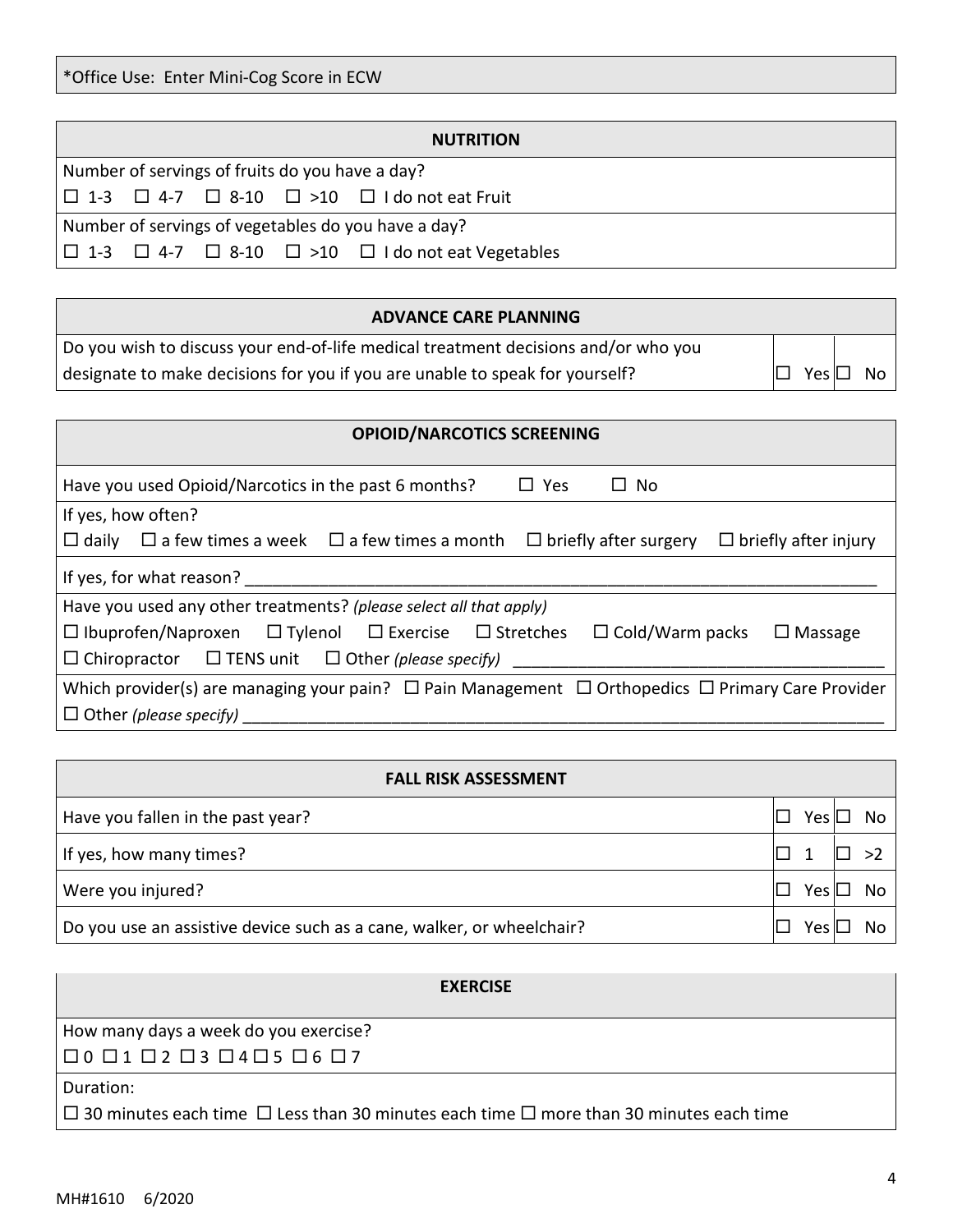*Office Use: Enter Mini-Cog Score in ECW

## NUTRITION

Number of servings of fruits do you have a day?

☐ 1-3 ☐ 4-7 ☐ 8-10 ☐ >10 ☐ I do not eat Fruit

Number of servings of vegetables do you have a day?

☐ 1-3 ☐ 4-7 ☐ 8-10 ☐ >10 ☐ I do not eat Vegetables

## ADVANCE CARE PLANNING

| | | |
|---|---|---|
| Do you wish to discuss your end-of-life medical treatment decisions and/or who you designate to make decisions for you if you are unable to speak for yourself? | ☐ Yes | ☐ No |

## OPIOID/NARCOTICS SCREENING

Have you used Opioid/Narcotics in the past 6 months? ☐ Yes ☐ No

If yes, how often?

☐ daily ☐ a few times a week ☐ a few times a month ☐ briefly after surgery ☐ briefly after injury

If yes, for what reason? ___________________________________________________________________

Have you used any other treatments? *(please select all that apply)*

☐ Ibuprofen/Naproxen ☐ Tylenol ☐ Exercise ☐ Stretches ☐ Cold/Warm packs ☐ Massage

☐ Chiropractor ☐ TENS unit ☐ Other *(please specify)* ________________________________________

Which provider(s) are managing your pain? ☐ Pain Management ☐ Orthopedics ☐ Primary Care Provider

☐ Other *(please specify)* ________________________________________________________________

## FALL RISK ASSESSMENT

| | | |
|---|---|---|
| Have you fallen in the past year? | ☐ Yes | ☐ No |
| If yes, how many times? | ☐ 1 | ☐ >2 |
| Were you injured? | ☐ Yes | ☐ No |
| Do you use an assistive device such as a cane, walker, or wheelchair? | ☐ Yes | ☐ No |

## EXERCISE

How many days a week do you exercise?

☐ 0 ☐ 1 ☐ 2 ☐ 3 ☐ 4 ☐ 5 ☐ 6 ☐ 7

Duration:

☐ 30 minutes each time ☐ Less than 30 minutes each time ☐ more than 30 minutes each time

MH#1610 6/2020